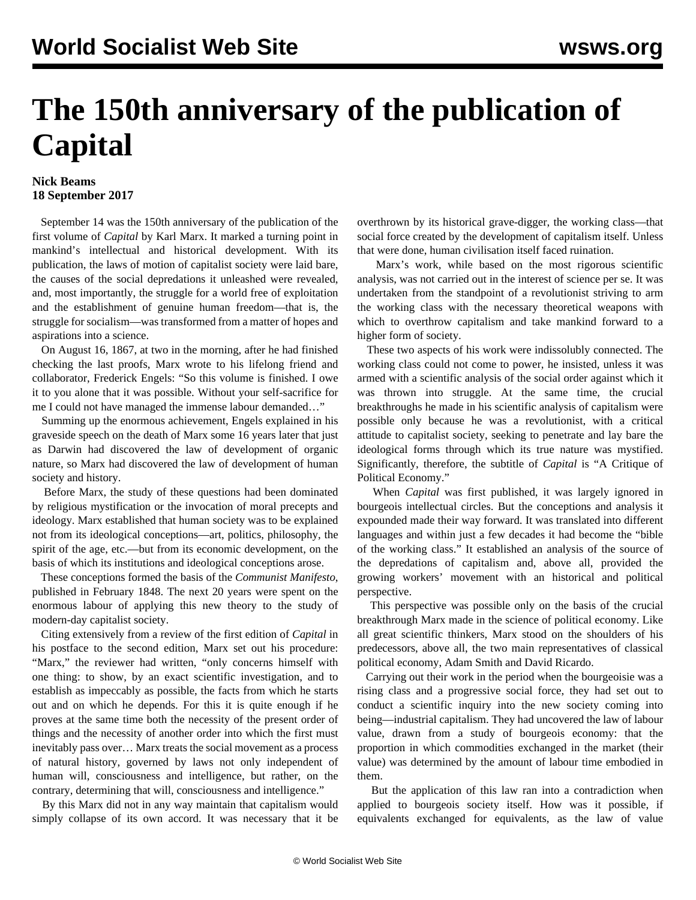# The 150th anniversary of the publication of Capital

**Nick Beams**
**18 September 2017**

September 14 was the 150th anniversary of the publication of the first volume of *Capital* by Karl Marx. It marked a turning point in mankind's intellectual and historical development. With its publication, the laws of motion of capitalist society were laid bare, the causes of the social depredations it unleashed were revealed, and, most importantly, the struggle for a world free of exploitation and the establishment of genuine human freedom—that is, the struggle for socialism—was transformed from a matter of hopes and aspirations into a science.

On August 16, 1867, at two in the morning, after he had finished checking the last proofs, Marx wrote to his lifelong friend and collaborator, Frederick Engels: "So this volume is finished. I owe it to you alone that it was possible. Without your self-sacrifice for me I could not have managed the immense labour demanded…"

Summing up the enormous achievement, Engels explained in his graveside speech on the death of Marx some 16 years later that just as Darwin had discovered the law of development of organic nature, so Marx had discovered the law of development of human society and history.

Before Marx, the study of these questions had been dominated by religious mystification or the invocation of moral precepts and ideology. Marx established that human society was to be explained not from its ideological conceptions—art, politics, philosophy, the spirit of the age, etc.—but from its economic development, on the basis of which its institutions and ideological conceptions arose.

These conceptions formed the basis of the *Communist Manifesto*, published in February 1848. The next 20 years were spent on the enormous labour of applying this new theory to the study of modern-day capitalist society.

Citing extensively from a review of the first edition of *Capital* in his postface to the second edition, Marx set out his procedure: "Marx," the reviewer had written, "only concerns himself with one thing: to show, by an exact scientific investigation, and to establish as impeccably as possible, the facts from which he starts out and on which he depends. For this it is quite enough if he proves at the same time both the necessity of the present order of things and the necessity of another order into which the first must inevitably pass over… Marx treats the social movement as a process of natural history, governed by laws not only independent of human will, consciousness and intelligence, but rather, on the contrary, determining that will, consciousness and intelligence."

By this Marx did not in any way maintain that capitalism would simply collapse of its own accord. It was necessary that it be overthrown by its historical grave-digger, the working class—that social force created by the development of capitalism itself. Unless that were done, human civilisation itself faced ruination.

Marx's work, while based on the most rigorous scientific analysis, was not carried out in the interest of science per se. It was undertaken from the standpoint of a revolutionist striving to arm the working class with the necessary theoretical weapons with which to overthrow capitalism and take mankind forward to a higher form of society.

These two aspects of his work were indissolubly connected. The working class could not come to power, he insisted, unless it was armed with a scientific analysis of the social order against which it was thrown into struggle. At the same time, the crucial breakthroughs he made in his scientific analysis of capitalism were possible only because he was a revolutionist, with a critical attitude to capitalist society, seeking to penetrate and lay bare the ideological forms through which its true nature was mystified. Significantly, therefore, the subtitle of *Capital* is "A Critique of Political Economy."

When *Capital* was first published, it was largely ignored in bourgeois intellectual circles. But the conceptions and analysis it expounded made their way forward. It was translated into different languages and within just a few decades it had become the "bible of the working class." It established an analysis of the source of the depredations of capitalism and, above all, provided the growing workers' movement with an historical and political perspective.

This perspective was possible only on the basis of the crucial breakthrough Marx made in the science of political economy. Like all great scientific thinkers, Marx stood on the shoulders of his predecessors, above all, the two main representatives of classical political economy, Adam Smith and David Ricardo.

Carrying out their work in the period when the bourgeoisie was a rising class and a progressive social force, they had set out to conduct a scientific inquiry into the new society coming into being—industrial capitalism. They had uncovered the law of labour value, drawn from a study of bourgeois economy: that the proportion in which commodities exchanged in the market (their value) was determined by the amount of labour time embodied in them.

But the application of this law ran into a contradiction when applied to bourgeois society itself. How was it possible, if equivalents exchanged for equivalents, as the law of value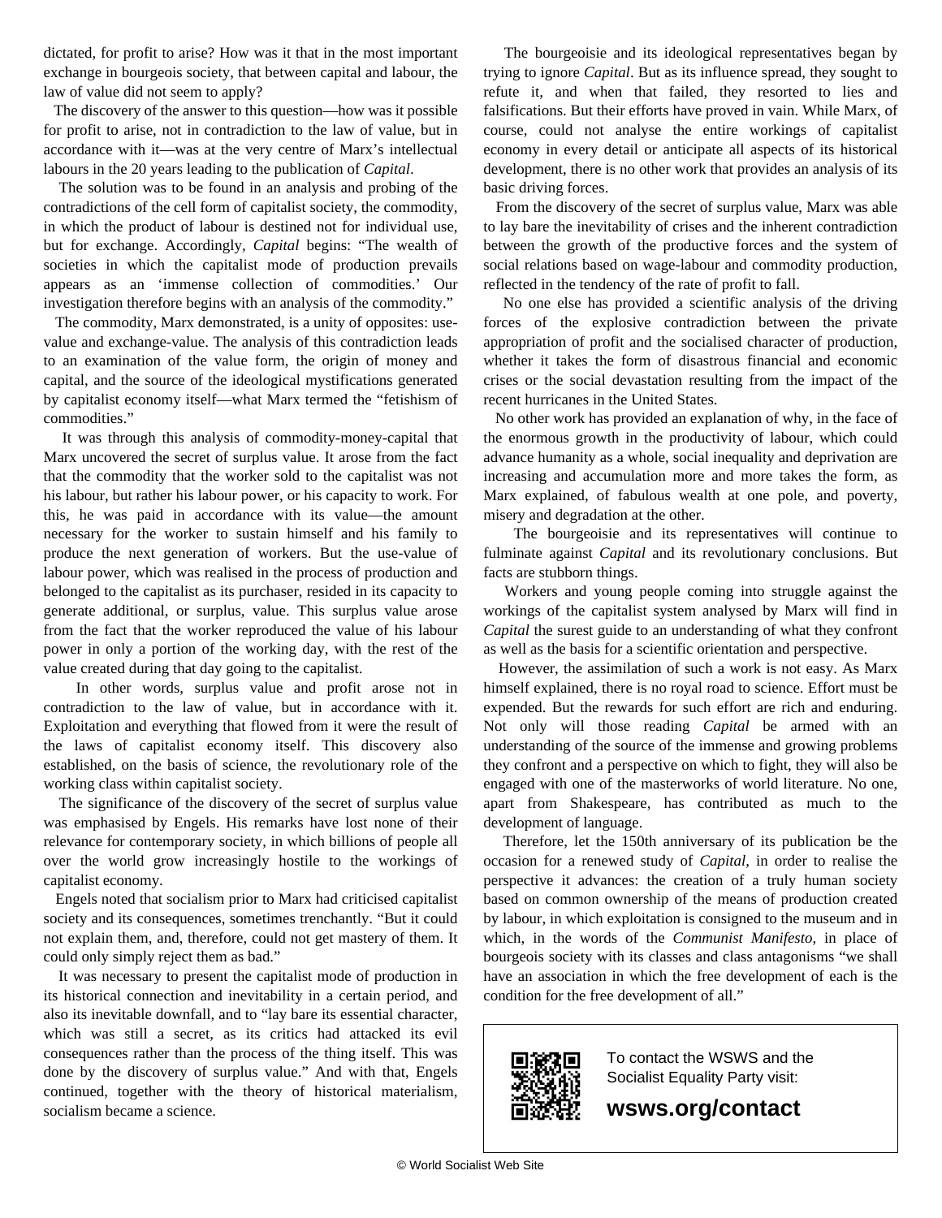dictated, for profit to arise? How was it that in the most important exchange in bourgeois society, that between capital and labour, the law of value did not seem to apply?

The discovery of the answer to this question—how was it possible for profit to arise, not in contradiction to the law of value, but in accordance with it—was at the very centre of Marx's intellectual labours in the 20 years leading to the publication of *Capital*.

The solution was to be found in an analysis and probing of the contradictions of the cell form of capitalist society, the commodity, in which the product of labour is destined not for individual use, but for exchange. Accordingly, *Capital* begins: "The wealth of societies in which the capitalist mode of production prevails appears as an 'immense collection of commodities.' Our investigation therefore begins with an analysis of the commodity."

The commodity, Marx demonstrated, is a unity of opposites: use-value and exchange-value. The analysis of this contradiction leads to an examination of the value form, the origin of money and capital, and the source of the ideological mystifications generated by capitalist economy itself—what Marx termed the "fetishism of commodities."

It was through this analysis of commodity-money-capital that Marx uncovered the secret of surplus value. It arose from the fact that the commodity that the worker sold to the capitalist was not his labour, but rather his labour power, or his capacity to work. For this, he was paid in accordance with its value—the amount necessary for the worker to sustain himself and his family to produce the next generation of workers. But the use-value of labour power, which was realised in the process of production and belonged to the capitalist as its purchaser, resided in its capacity to generate additional, or surplus, value. This surplus value arose from the fact that the worker reproduced the value of his labour power in only a portion of the working day, with the rest of the value created during that day going to the capitalist.

In other words, surplus value and profit arose not in contradiction to the law of value, but in accordance with it. Exploitation and everything that flowed from it were the result of the laws of capitalist economy itself. This discovery also established, on the basis of science, the revolutionary role of the working class within capitalist society.

The significance of the discovery of the secret of surplus value was emphasised by Engels. His remarks have lost none of their relevance for contemporary society, in which billions of people all over the world grow increasingly hostile to the workings of capitalist economy.

Engels noted that socialism prior to Marx had criticised capitalist society and its consequences, sometimes trenchantly. "But it could not explain them, and, therefore, could not get mastery of them. It could only simply reject them as bad."

It was necessary to present the capitalist mode of production in its historical connection and inevitability in a certain period, and also its inevitable downfall, and to "lay bare its essential character, which was still a secret, as its critics had attacked its evil consequences rather than the process of the thing itself. This was done by the discovery of surplus value." And with that, Engels continued, together with the theory of historical materialism, socialism became a science.

The bourgeoisie and its ideological representatives began by trying to ignore *Capital*. But as its influence spread, they sought to refute it, and when that failed, they resorted to lies and falsifications. But their efforts have proved in vain. While Marx, of course, could not analyse the entire workings of capitalist economy in every detail or anticipate all aspects of its historical development, there is no other work that provides an analysis of its basic driving forces.

From the discovery of the secret of surplus value, Marx was able to lay bare the inevitability of crises and the inherent contradiction between the growth of the productive forces and the system of social relations based on wage-labour and commodity production, reflected in the tendency of the rate of profit to fall.

No one else has provided a scientific analysis of the driving forces of the explosive contradiction between the private appropriation of profit and the socialised character of production, whether it takes the form of disastrous financial and economic crises or the social devastation resulting from the impact of the recent hurricanes in the United States.

No other work has provided an explanation of why, in the face of the enormous growth in the productivity of labour, which could advance humanity as a whole, social inequality and deprivation are increasing and accumulation more and more takes the form, as Marx explained, of fabulous wealth at one pole, and poverty, misery and degradation at the other.

The bourgeoisie and its representatives will continue to fulminate against *Capital* and its revolutionary conclusions. But facts are stubborn things.

Workers and young people coming into struggle against the workings of the capitalist system analysed by Marx will find in *Capital* the surest guide to an understanding of what they confront as well as the basis for a scientific orientation and perspective.

However, the assimilation of such a work is not easy. As Marx himself explained, there is no royal road to science. Effort must be expended. But the rewards for such effort are rich and enduring. Not only will those reading *Capital* be armed with an understanding of the source of the immense and growing problems they confront and a perspective on which to fight, they will also be engaged with one of the masterworks of world literature. No one, apart from Shakespeare, has contributed as much to the development of language.

Therefore, let the 150th anniversary of its publication be the occasion for a renewed study of *Capital*, in order to realise the perspective it advances: the creation of a truly human society based on common ownership of the means of production created by labour, in which exploitation is consigned to the museum and in which, in the words of the *Communist Manifesto,* in place of bourgeois society with its classes and class antagonisms "we shall have an association in which the free development of each is the condition for the free development of all."

To contact the WSWS and the Socialist Equality Party visit:

**wsws.org/contact**